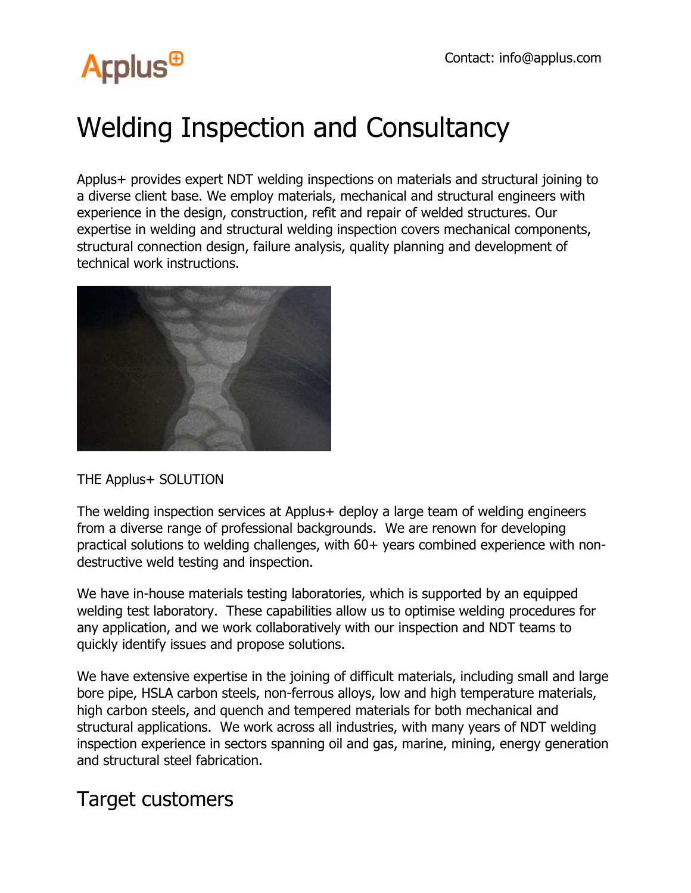Contact: info@applus.com

# Welding Inspection and Consultancy

Applus+ provides expert NDT welding inspections on materials and structural joining to a diverse client base. We employ materials, mechanical and structural engineers with experience in the design, construction, refit and repair of welded structures. Our expertise in welding and structural welding inspection covers mechanical components, structural connection design, failure analysis, quality planning and development of technical work instructions.

THE Applus+ SOLUTION

The welding inspection services at Applus+ deploy a large team of welding engineers from a diverse range of professional backgrounds. We are renown for developing practical solutions to welding challenges, with 60+ years combined experience with non-destructive weld testing and inspection.

We have in-house materials testing laboratories, which is supported by an equipped welding test laboratory. These capabilities allow us to optimise welding procedures for any application, and we work collaboratively with our inspection and NDT teams to quickly identify issues and propose solutions.

We have extensive expertise in the joining of difficult materials, including small and large bore pipe, HSLA carbon steels, non-ferrous alloys, low and high temperature materials, high carbon steels, and quench and tempered materials for both mechanical and structural applications. We work across all industries, with many years of NDT welding inspection experience in sectors spanning oil and gas, marine, mining, energy generation and structural steel fabrication.

## Target customers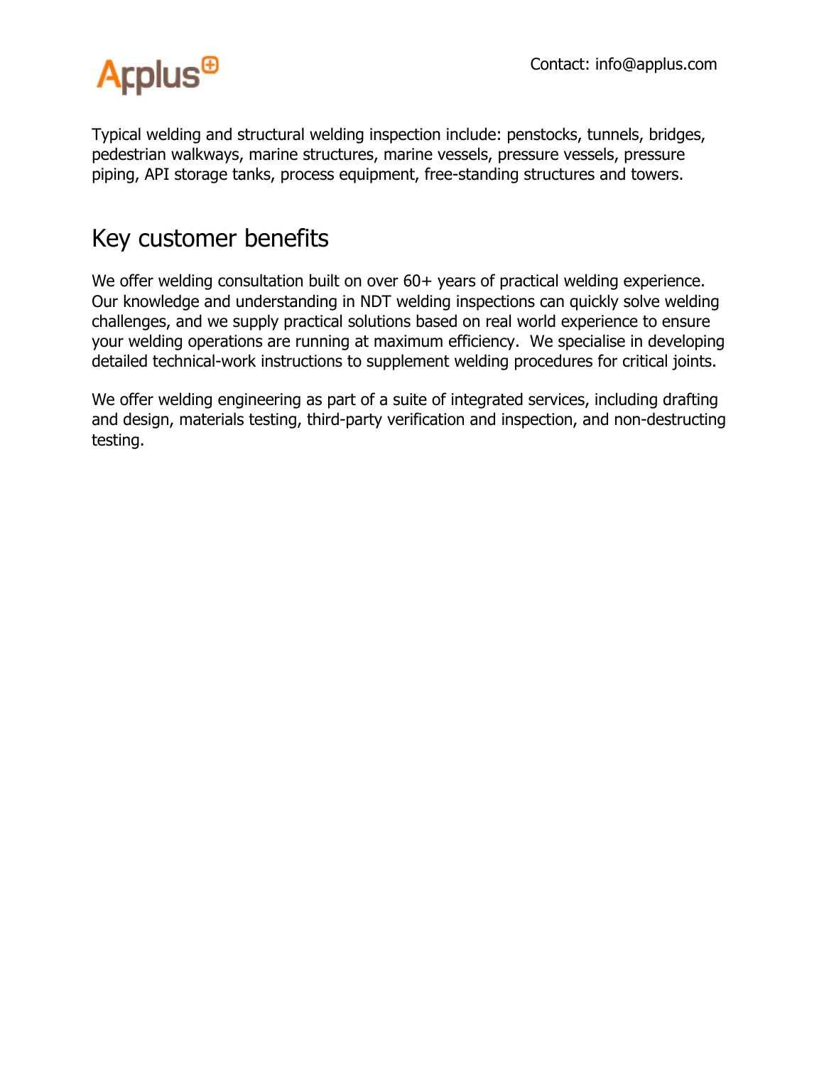Typical welding and structural welding inspection include: penstocks, tunnels, bridges, pedestrian walkways, marine structures, marine vessels, pressure vessels, pressure piping, API storage tanks, process equipment, free-standing structures and towers.

## Key customer benefits

We offer welding consultation built on over 60+ years of practical welding experience. Our knowledge and understanding in NDT welding inspections can quickly solve welding challenges, and we supply practical solutions based on real world experience to ensure your welding operations are running at maximum efficiency. We specialise in developing detailed technical-work instructions to supplement welding procedures for critical joints.

We offer welding engineering as part of a suite of integrated services, including drafting and design, materials testing, third-party verification and inspection, and non-destructing testing.